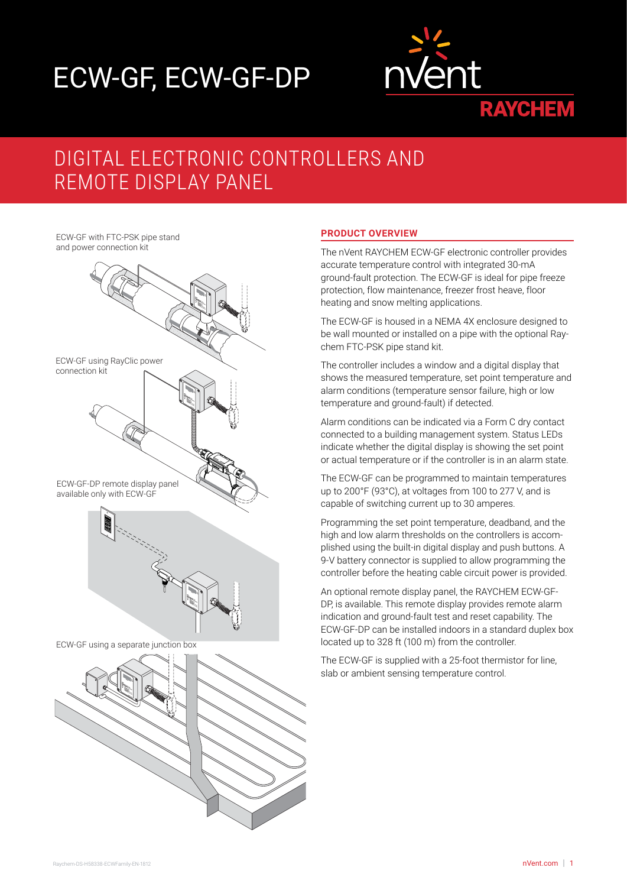# ECW-GF, ECW-GF-DP

nVent RAYCHEM

## DIGITAL ELECTRONIC CONTROLLERS AND REMOTE DISPLAY PANEL

ECW-GF with FTC-PSK pipe stand and power connection kit

ECW-GF using RayClic power connection kit

ECW-GF-DP remote display panel available only with ECW-GF

ECW-GF using a separate junction box

### PRODUCT OVERVIEW

The nVent RAYCHEM ECW-GF electronic controller provides accurate temperature control with integrated 30-mA ground-fault protection. The ECW-GF is ideal for pipe freeze protection, flow maintenance, freezer frost heave, floor heating and snow melting applications.

The ECW-GF is housed in a NEMA 4X enclosure designed to be wall mounted or installed on a pipe with the optional Raychem FTC-PSK pipe stand kit.

The controller includes a window and a digital display that shows the measured temperature, set point temperature and alarm conditions (temperature sensor failure, high or low temperature and ground-fault) if detected.

Alarm conditions can be indicated via a Form C dry contact connected to a building management system. Status LEDs indicate whether the digital display is showing the set point or actual temperature or if the controller is in an alarm state.

The ECW-GF can be programmed to maintain temperatures up to 200°F (93°C), at voltages from 100 to 277 V, and is capable of switching current up to 30 amperes.

Programming the set point temperature, deadband, and the high and low alarm thresholds on the controllers is accomplished using the built-in digital display and push buttons. A 9-V battery connector is supplied to allow programming the controller before the heating cable circuit power is provided.

An optional remote display panel, the RAYCHEM ECW-GF-DP, is available. This remote display provides remote alarm indication and ground-fault test and reset capability. The ECW-GF-DP can be installed indoors in a standard duplex box located up to 328 ft (100 m) from the controller.

The ECW-GF is supplied with a 25-foot thermistor for line, slab or ambient sensing temperature control.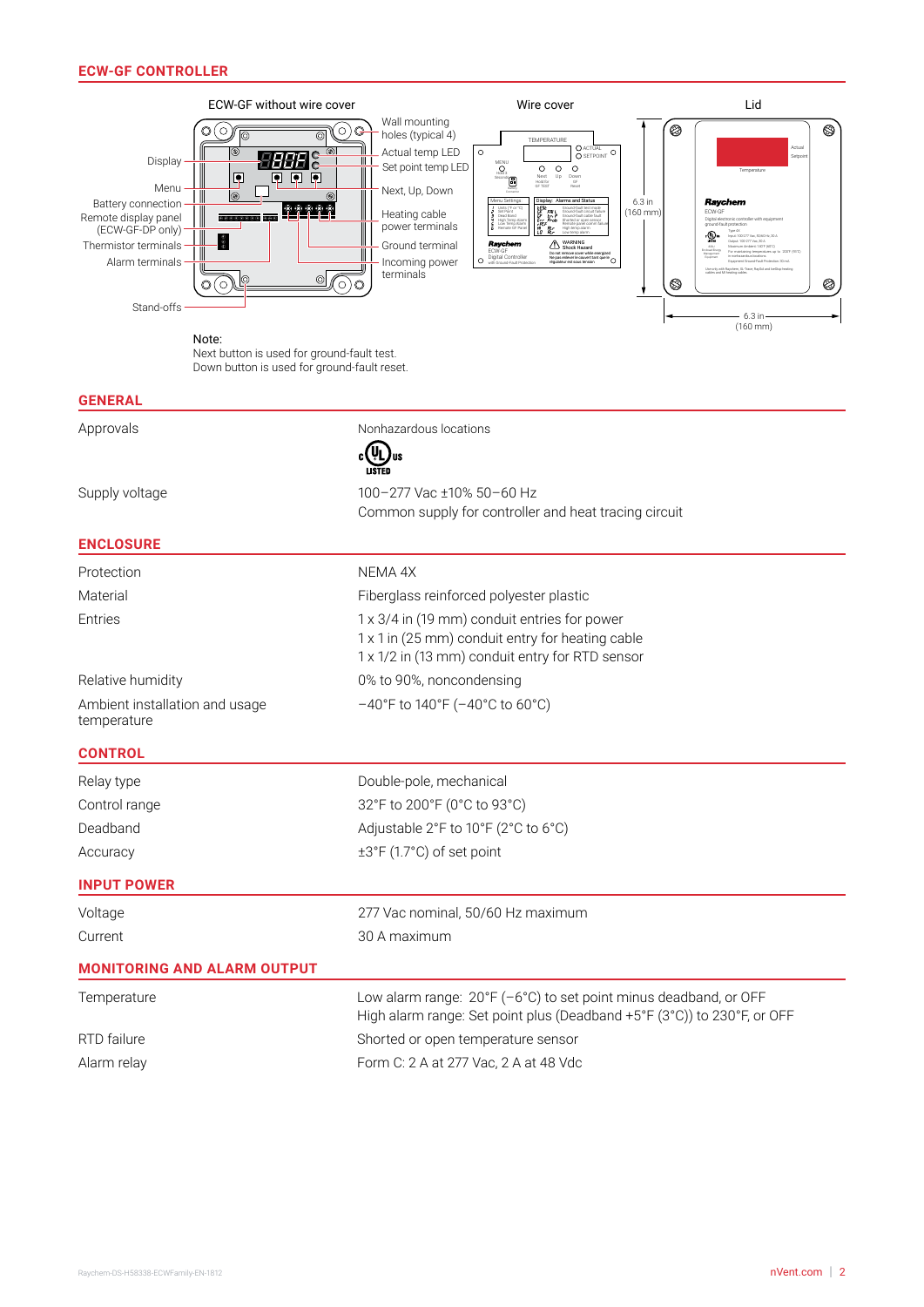## ECW-GF CONTROLLER

ECW-GF without wire cover — Wire cover — Lid

Display, Menu, Battery connection, Remote display panel (ECW-GF-DP only), Thermistor terminals, Alarm terminals, Stand-offs, Wall mounting holes (typical 4), Actual temp LED, Set point temp LED, Next, Up, Down, Heating cable power terminals, Ground terminal, Incoming power terminals

6.3 in (160 mm)

6.3 in (160 mm)

Note:
Next button is used for ground-fault test.
Down button is used for ground-fault reset.

## GENERAL

| | |
|---|---|
| Approvals | Nonhazardous locations<br>c UL us LISTED |
| Supply voltage | 100–277 Vac ±10% 50–60 Hz<br>Common supply for controller and heat tracing circuit |

## ENCLOSURE

| | |
|---|---|
| Protection | NEMA 4X |
| Material | Fiberglass reinforced polyester plastic |
| Entries | 1 x 3/4 in (19 mm) conduit entries for power<br>1 x 1 in (25 mm) conduit entry for heating cable<br>1 x 1/2 in (13 mm) conduit entry for RTD sensor |
| Relative humidity | 0% to 90%, noncondensing |
| Ambient installation and usage temperature | –40°F to 140°F (–40°C to 60°C) |

## CONTROL

| | |
|---|---|
| Relay type | Double-pole, mechanical |
| Control range | 32°F to 200°F (0°C to 93°C) |
| Deadband | Adjustable 2°F to 10°F (2°C to 6°C) |
| Accuracy | ±3°F (1.7°C) of set point |

## INPUT POWER

| | |
|---|---|
| Voltage | 277 Vac nominal, 50/60 Hz maximum |
| Current | 30 A maximum |

## MONITORING AND ALARM OUTPUT

| | |
|---|---|
| Temperature | Low alarm range: 20°F (–6°C) to set point minus deadband, or OFF<br>High alarm range: Set point plus (Deadband +5°F (3°C)) to 230°F, or OFF |
| RTD failure | Shorted or open temperature sensor |
| Alarm relay | Form C: 2 A at 277 Vac, 2 A at 48 Vdc |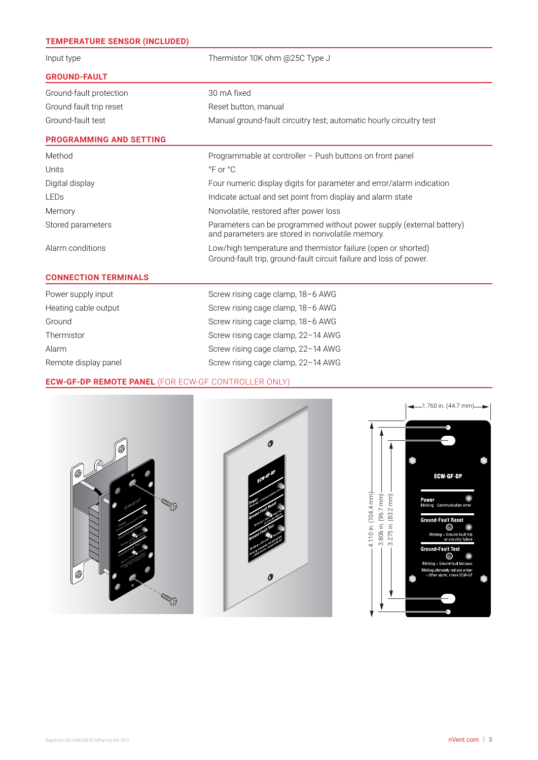## TEMPERATURE SENSOR (INCLUDED)

| | |
|---|---|
| Input type | Thermistor 10K ohm @25C Type J |

## GROUND-FAULT

| | |
|---|---|
| Ground-fault protection | 30 mA fixed |
| Ground fault trip reset | Reset button, manual |
| Ground-fault test | Manual ground-fault circuitry test; automatic hourly circuitry test |

## PROGRAMMING AND SETTING

| | |
|---|---|
| Method | Programmable at controller – Push buttons on front panel |
| Units | °F or °C |
| Digital display | Four numeric display digits for parameter and error/alarm indication |
| LEDs | Indicate actual and set point from display and alarm state |
| Memory | Nonvolatile, restored after power loss |
| Stored parameters | Parameters can be programmed without power supply (external battery) and parameters are stored in nonvolatile memory. |
| Alarm conditions | Low/high temperature and thermistor failure (open or shorted) Ground-fault trip, ground-fault circuit failure and loss of power. |

## CONNECTION TERMINALS

| | |
|---|---|
| Power supply input | Screw rising cage clamp, 18–6 AWG |
| Heating cable output | Screw rising cage clamp, 18–6 AWG |
| Ground | Screw rising cage clamp, 18–6 AWG |
| Thermistor | Screw rising cage clamp, 22–14 AWG |
| Alarm | Screw rising cage clamp, 22–14 AWG |
| Remote display panel | Screw rising cage clamp, 22–14 AWG |

## ECW-GF-DP REMOTE PANEL (FOR ECW-GF CONTROLLER ONLY)

1.760 in. (44.7 mm)

4.110 in. (104.4 mm)

3.806 in. (96.7 mm)

3.275 in. (83.2 mm)

ECW-GF-DP

Power
Blinking: Communication error

Ground-Fault Reset
Blinking = Ground-fault trip or circuitry failure

Ground-Fault Test
Blinking = Ground-fault test pass
Blinking alternately red and amber = Other alarm; check ECW-GF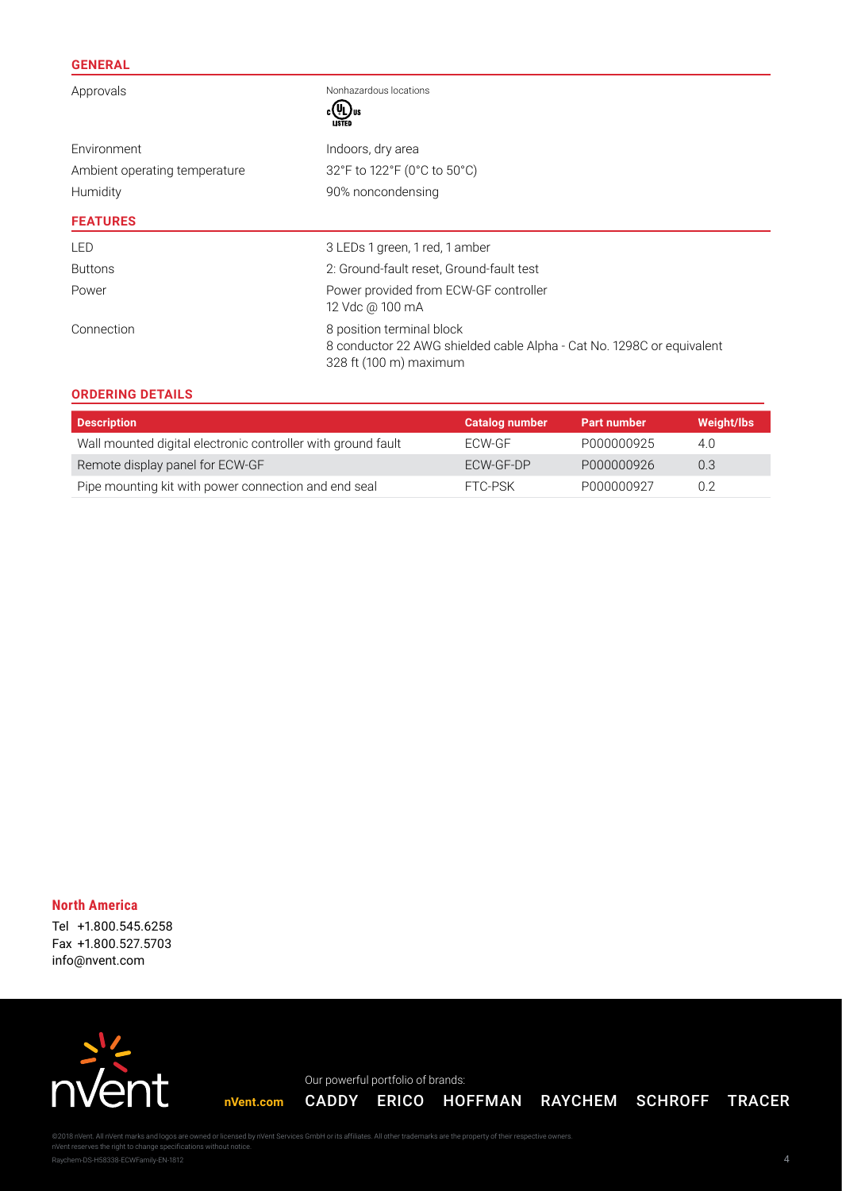## GENERAL

| | |
|---|---|
| Approvals | Nonhazardous locations<br>c UL us LISTED |
| Environment | Indoors, dry area |
| Ambient operating temperature | 32°F to 122°F (0°C to 50°C) |
| Humidity | 90% noncondensing |

## FEATURES

| | |
|---|---|
| LED | 3 LEDs 1 green, 1 red, 1 amber |
| Buttons | 2: Ground-fault reset, Ground-fault test |
| Power | Power provided from ECW-GF controller<br>12 Vdc @ 100 mA |
| Connection | 8 position terminal block<br>8 conductor 22 AWG shielded cable Alpha - Cat No. 1298C or equivalent<br>328 ft (100 m) maximum |

## ORDERING DETAILS

| Description | Catalog number | Part number | Weight/lbs |
|---|---|---|---|
| Wall mounted digital electronic controller with ground fault | ECW-GF | P000000925 | 4.0 |
| Remote display panel for ECW-GF | ECW-GF-DP | P000000926 | 0.3 |
| Pipe mounting kit with power connection and end seal | FTC-PSK | P000000927 | 0.2 |

**North America**

Tel +1.800.545.6258
Fax +1.800.527.5703
info@nvent.com

nVent

Our powerful portfolio of brands:

nVent.com CADDY ERICO HOFFMAN RAYCHEM SCHROFF TRACER

©2018 nVent. All nVent marks and logos are owned or licensed by nVent Services GmbH or its affiliates. All other trademarks are the property of their respective owners.
nVent reserves the right to change specifications without notice.

Raychem-DS-H58338-ECWFamily-EN-1812